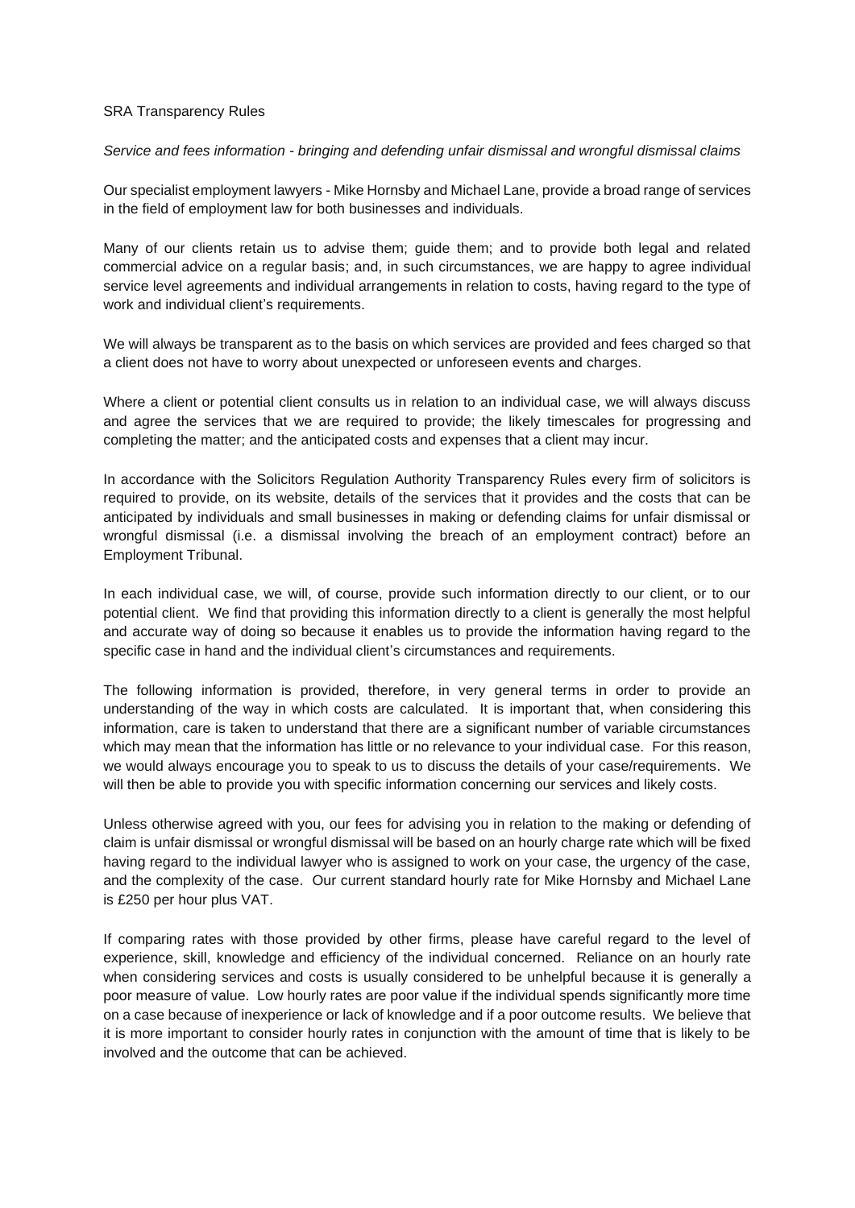SRA Transparency Rules

*Service and fees information - bringing and defending unfair dismissal and wrongful dismissal claims*

Our specialist employment lawyers - Mike Hornsby and Michael Lane, provide a broad range of services in the field of employment law for both businesses and individuals.

Many of our clients retain us to advise them; guide them; and to provide both legal and related commercial advice on a regular basis; and, in such circumstances, we are happy to agree individual service level agreements and individual arrangements in relation to costs, having regard to the type of work and individual client's requirements.

We will always be transparent as to the basis on which services are provided and fees charged so that a client does not have to worry about unexpected or unforeseen events and charges.

Where a client or potential client consults us in relation to an individual case, we will always discuss and agree the services that we are required to provide; the likely timescales for progressing and completing the matter; and the anticipated costs and expenses that a client may incur.

In accordance with the Solicitors Regulation Authority Transparency Rules every firm of solicitors is required to provide, on its website, details of the services that it provides and the costs that can be anticipated by individuals and small businesses in making or defending claims for unfair dismissal or wrongful dismissal (i.e. a dismissal involving the breach of an employment contract) before an Employment Tribunal.

In each individual case, we will, of course, provide such information directly to our client, or to our potential client. We find that providing this information directly to a client is generally the most helpful and accurate way of doing so because it enables us to provide the information having regard to the specific case in hand and the individual client's circumstances and requirements.

The following information is provided, therefore, in very general terms in order to provide an understanding of the way in which costs are calculated. It is important that, when considering this information, care is taken to understand that there are a significant number of variable circumstances which may mean that the information has little or no relevance to your individual case. For this reason, we would always encourage you to speak to us to discuss the details of your case/requirements. We will then be able to provide you with specific information concerning our services and likely costs.

Unless otherwise agreed with you, our fees for advising you in relation to the making or defending of claim is unfair dismissal or wrongful dismissal will be based on an hourly charge rate which will be fixed having regard to the individual lawyer who is assigned to work on your case, the urgency of the case, and the complexity of the case. Our current standard hourly rate for Mike Hornsby and Michael Lane is £250 per hour plus VAT.

If comparing rates with those provided by other firms, please have careful regard to the level of experience, skill, knowledge and efficiency of the individual concerned. Reliance on an hourly rate when considering services and costs is usually considered to be unhelpful because it is generally a poor measure of value. Low hourly rates are poor value if the individual spends significantly more time on a case because of inexperience or lack of knowledge and if a poor outcome results. We believe that it is more important to consider hourly rates in conjunction with the amount of time that is likely to be involved and the outcome that can be achieved.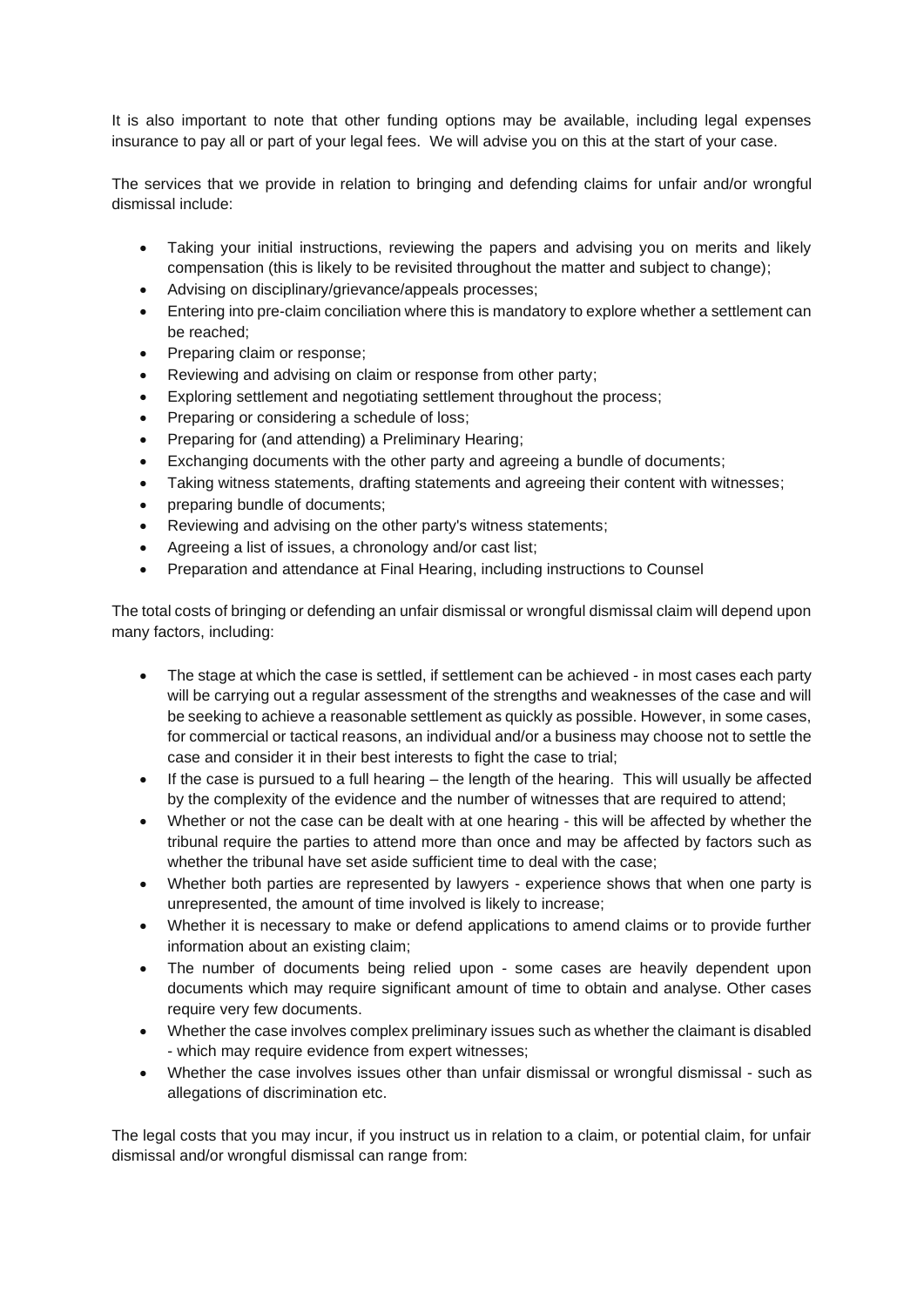It is also important to note that other funding options may be available, including legal expenses insurance to pay all or part of your legal fees. We will advise you on this at the start of your case.

The services that we provide in relation to bringing and defending claims for unfair and/or wrongful dismissal include:

- Taking your initial instructions, reviewing the papers and advising you on merits and likely compensation (this is likely to be revisited throughout the matter and subject to change);
- Advising on disciplinary/grievance/appeals processes;
- Entering into pre-claim conciliation where this is mandatory to explore whether a settlement can be reached;
- Preparing claim or response;
- Reviewing and advising on claim or response from other party;
- Exploring settlement and negotiating settlement throughout the process;
- Preparing or considering a schedule of loss;
- Preparing for (and attending) a Preliminary Hearing;
- Exchanging documents with the other party and agreeing a bundle of documents;
- Taking witness statements, drafting statements and agreeing their content with witnesses;
- preparing bundle of documents;
- Reviewing and advising on the other party's witness statements;
- Agreeing a list of issues, a chronology and/or cast list;
- Preparation and attendance at Final Hearing, including instructions to Counsel

The total costs of bringing or defending an unfair dismissal or wrongful dismissal claim will depend upon many factors, including:

- The stage at which the case is settled, if settlement can be achieved - in most cases each party will be carrying out a regular assessment of the strengths and weaknesses of the case and will be seeking to achieve a reasonable settlement as quickly as possible. However, in some cases, for commercial or tactical reasons, an individual and/or a business may choose not to settle the case and consider it in their best interests to fight the case to trial;
- If the case is pursued to a full hearing – the length of the hearing. This will usually be affected by the complexity of the evidence and the number of witnesses that are required to attend;
- Whether or not the case can be dealt with at one hearing - this will be affected by whether the tribunal require the parties to attend more than once and may be affected by factors such as whether the tribunal have set aside sufficient time to deal with the case;
- Whether both parties are represented by lawyers - experience shows that when one party is unrepresented, the amount of time involved is likely to increase;
- Whether it is necessary to make or defend applications to amend claims or to provide further information about an existing claim;
- The number of documents being relied upon - some cases are heavily dependent upon documents which may require significant amount of time to obtain and analyse. Other cases require very few documents.
- Whether the case involves complex preliminary issues such as whether the claimant is disabled - which may require evidence from expert witnesses;
- Whether the case involves issues other than unfair dismissal or wrongful dismissal - such as allegations of discrimination etc.

The legal costs that you may incur, if you instruct us in relation to a claim, or potential claim, for unfair dismissal and/or wrongful dismissal can range from: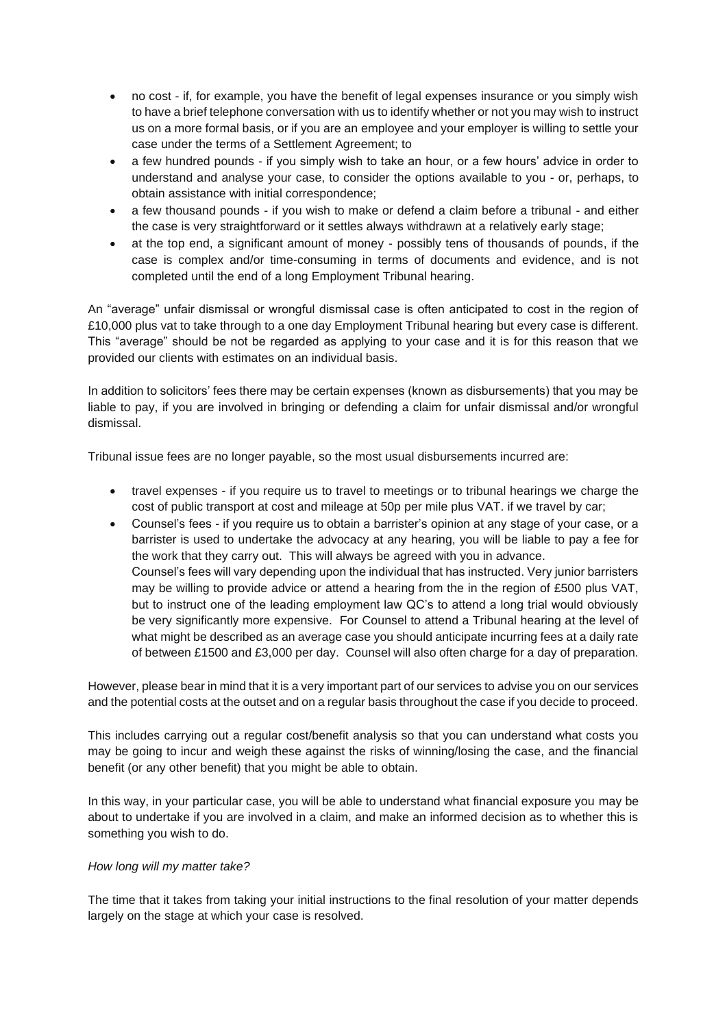- no cost - if, for example, you have the benefit of legal expenses insurance or you simply wish to have a brief telephone conversation with us to identify whether or not you may wish to instruct us on a more formal basis, or if you are an employee and your employer is willing to settle your case under the terms of a Settlement Agreement; to
- a few hundred pounds - if you simply wish to take an hour, or a few hours' advice in order to understand and analyse your case, to consider the options available to you - or, perhaps, to obtain assistance with initial correspondence;
- a few thousand pounds - if you wish to make or defend a claim before a tribunal - and either the case is very straightforward or it settles always withdrawn at a relatively early stage;
- at the top end, a significant amount of money - possibly tens of thousands of pounds, if the case is complex and/or time-consuming in terms of documents and evidence, and is not completed until the end of a long Employment Tribunal hearing.

An "average" unfair dismissal or wrongful dismissal case is often anticipated to cost in the region of £10,000 plus vat to take through to a one day Employment Tribunal hearing but every case is different. This "average" should be not be regarded as applying to your case and it is for this reason that we provided our clients with estimates on an individual basis.

In addition to solicitors' fees there may be certain expenses (known as disbursements) that you may be liable to pay, if you are involved in bringing or defending a claim for unfair dismissal and/or wrongful dismissal.

Tribunal issue fees are no longer payable, so the most usual disbursements incurred are:

- travel expenses - if you require us to travel to meetings or to tribunal hearings we charge the cost of public transport at cost and mileage at 50p per mile plus VAT. if we travel by car;
- Counsel's fees - if you require us to obtain a barrister's opinion at any stage of your case, or a barrister is used to undertake the advocacy at any hearing, you will be liable to pay a fee for the work that they carry out. This will always be agreed with you in advance.
  Counsel's fees will vary depending upon the individual that has instructed. Very junior barristers may be willing to provide advice or attend a hearing from the in the region of £500 plus VAT, but to instruct one of the leading employment law QC's to attend a long trial would obviously be very significantly more expensive. For Counsel to attend a Tribunal hearing at the level of what might be described as an average case you should anticipate incurring fees at a daily rate of between £1500 and £3,000 per day. Counsel will also often charge for a day of preparation.

However, please bear in mind that it is a very important part of our services to advise you on our services and the potential costs at the outset and on a regular basis throughout the case if you decide to proceed.

This includes carrying out a regular cost/benefit analysis so that you can understand what costs you may be going to incur and weigh these against the risks of winning/losing the case, and the financial benefit (or any other benefit) that you might be able to obtain.

In this way, in your particular case, you will be able to understand what financial exposure you may be about to undertake if you are involved in a claim, and make an informed decision as to whether this is something you wish to do.

*How long will my matter take?*

The time that it takes from taking your initial instructions to the final resolution of your matter depends largely on the stage at which your case is resolved.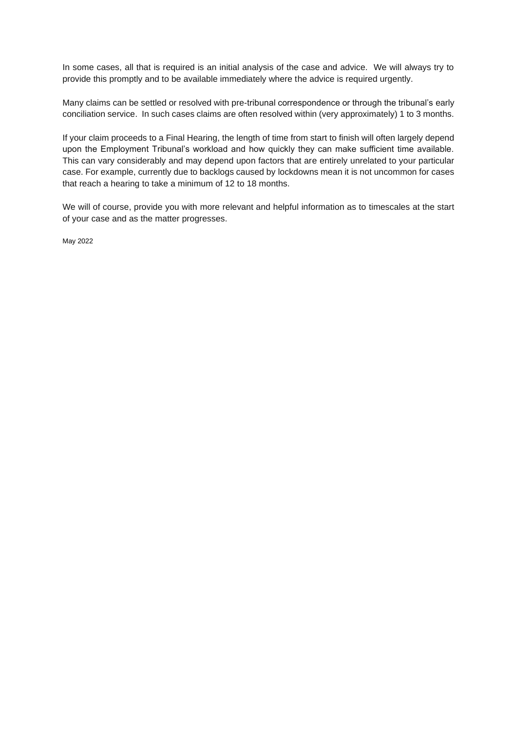In some cases, all that is required is an initial analysis of the case and advice. We will always try to provide this promptly and to be available immediately where the advice is required urgently.

Many claims can be settled or resolved with pre-tribunal correspondence or through the tribunal's early conciliation service. In such cases claims are often resolved within (very approximately) 1 to 3 months.

If your claim proceeds to a Final Hearing, the length of time from start to finish will often largely depend upon the Employment Tribunal's workload and how quickly they can make sufficient time available. This can vary considerably and may depend upon factors that are entirely unrelated to your particular case. For example, currently due to backlogs caused by lockdowns mean it is not uncommon for cases that reach a hearing to take a minimum of 12 to 18 months.

We will of course, provide you with more relevant and helpful information as to timescales at the start of your case and as the matter progresses.

May 2022